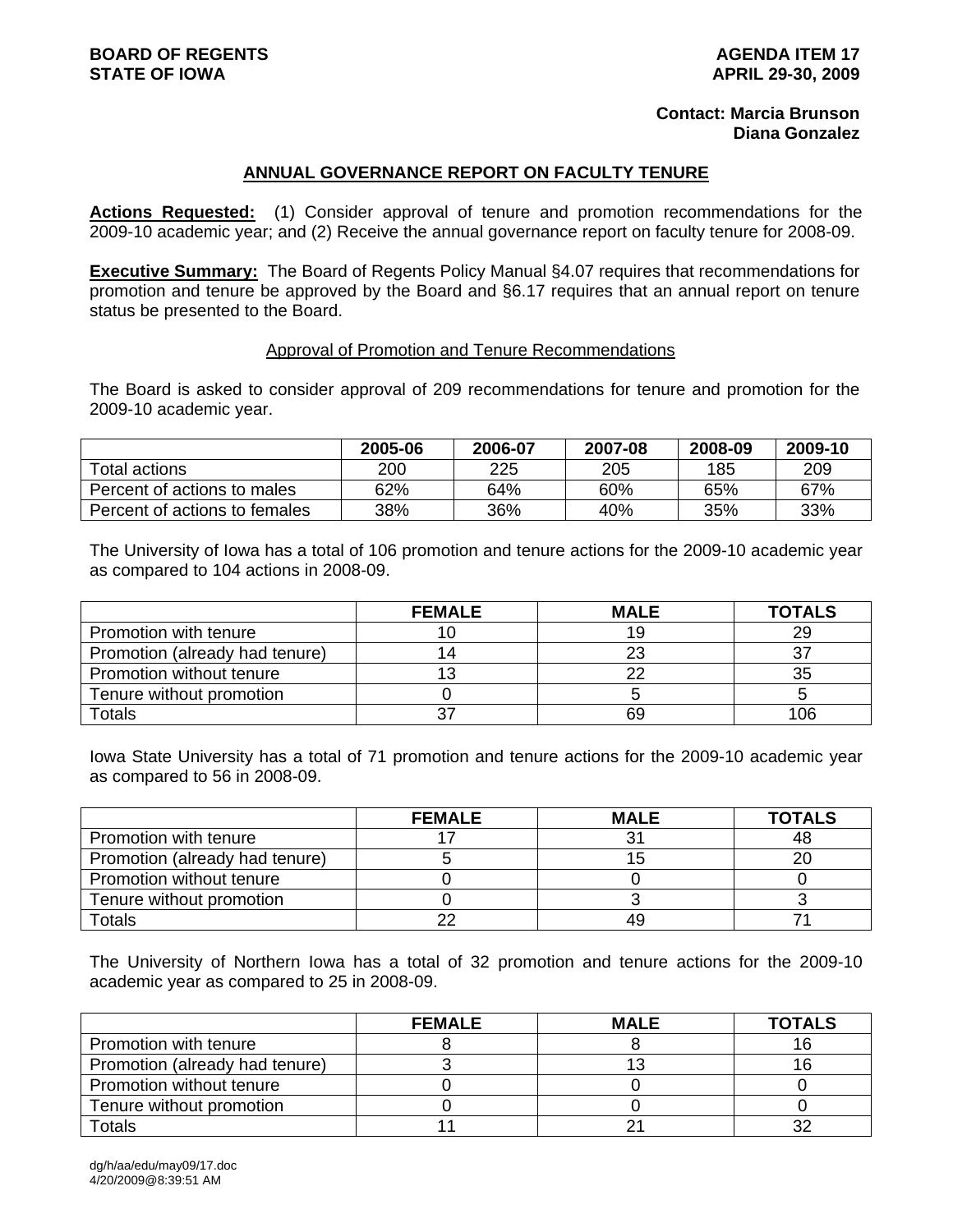**BOARD OF REGENTS**
**STATE OF IOWA**

**AGENDA ITEM 17**
**APRIL 29-30, 2009**

**Contact: Marcia Brunson**
**Diana Gonzalez**

## ANNUAL GOVERNANCE REPORT ON FACULTY TENURE

**Actions Requested:** (1) Consider approval of tenure and promotion recommendations for the 2009-10 academic year; and (2) Receive the annual governance report on faculty tenure for 2008-09.

**Executive Summary:** The Board of Regents Policy Manual §4.07 requires that recommendations for promotion and tenure be approved by the Board and §6.17 requires that an annual report on tenure status be presented to the Board.

### Approval of Promotion and Tenure Recommendations

The Board is asked to consider approval of 209 recommendations for tenure and promotion for the 2009-10 academic year.

| | 2005-06 | 2006-07 | 2007-08 | 2008-09 | 2009-10 |
|---|---|---|---|---|---|
| Total actions | 200 | 225 | 205 | 185 | 209 |
| Percent of actions to males | 62% | 64% | 60% | 65% | 67% |
| Percent of actions to females | 38% | 36% | 40% | 35% | 33% |

The University of Iowa has a total of 106 promotion and tenure actions for the 2009-10 academic year as compared to 104 actions in 2008-09.

| | FEMALE | MALE | TOTALS |
|---|---|---|---|
| Promotion with tenure | 10 | 19 | 29 |
| Promotion (already had tenure) | 14 | 23 | 37 |
| Promotion without tenure | 13 | 22 | 35 |
| Tenure without promotion | 0 | 5 | 5 |
| Totals | 37 | 69 | 106 |

Iowa State University has a total of 71 promotion and tenure actions for the 2009-10 academic year as compared to 56 in 2008-09.

| | FEMALE | MALE | TOTALS |
|---|---|---|---|
| Promotion with tenure | 17 | 31 | 48 |
| Promotion (already had tenure) | 5 | 15 | 20 |
| Promotion without tenure | 0 | 0 | 0 |
| Tenure without promotion | 0 | 3 | 3 |
| Totals | 22 | 49 | 71 |

The University of Northern Iowa has a total of 32 promotion and tenure actions for the 2009-10 academic year as compared to 25 in 2008-09.

| | FEMALE | MALE | TOTALS |
|---|---|---|---|
| Promotion with tenure | 8 | 8 | 16 |
| Promotion (already had tenure) | 3 | 13 | 16 |
| Promotion without tenure | 0 | 0 | 0 |
| Tenure without promotion | 0 | 0 | 0 |
| Totals | 11 | 21 | 32 |

dg/h/aa/edu/may09/17.doc
4/20/2009@8:39:51 AM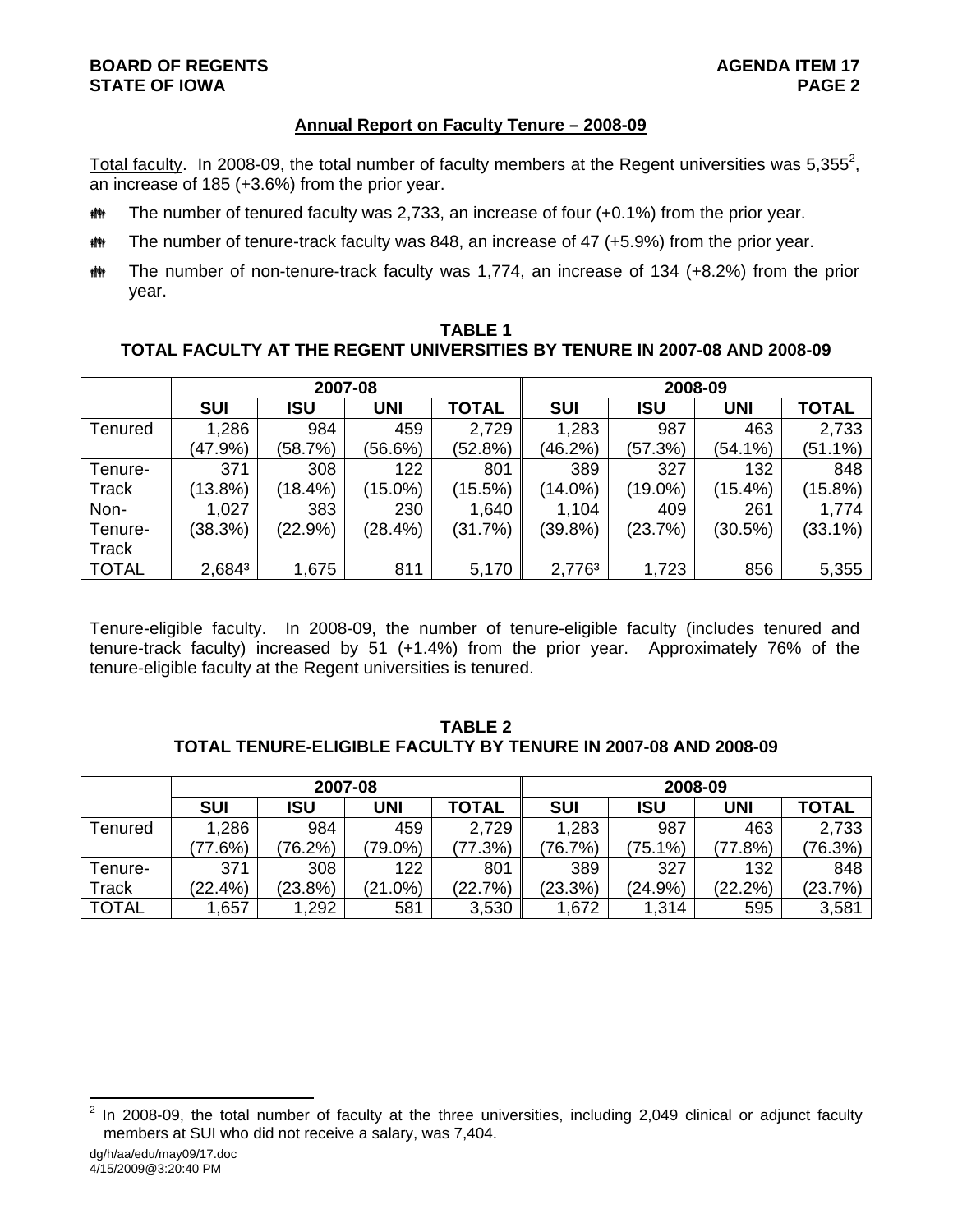## Annual Report on Faculty Tenure – 2008-09

Total faculty. In 2008-09, the total number of faculty members at the Regent universities was 5,355[2], an increase of 185 (+3.6%) from the prior year.

- The number of tenured faculty was 2,733, an increase of four (+0.1%) from the prior year.
- The number of tenure-track faculty was 848, an increase of 47 (+5.9%) from the prior year.
- The number of non-tenure-track faculty was 1,774, an increase of 134 (+8.2%) from the prior year.

**TABLE 1**
**TOTAL FACULTY AT THE REGENT UNIVERSITIES BY TENURE IN 2007-08 AND 2008-09**

| | 2007-08 | | | | 2008-09 | | | |
|---|---|---|---|---|---|---|---|---|
| | **SUI** | **ISU** | **UNI** | **TOTAL** | **SUI** | **ISU** | **UNI** | **TOTAL** |
| Tenured | 1,286 (47.9%) | 984 (58.7%) | 459 (56.6%) | 2,729 (52.8%) | 1,283 (46.2%) | 987 (57.3%) | 463 (54.1%) | 2,733 (51.1%) |
| Tenure-Track | 371 (13.8%) | 308 (18.4%) | 122 (15.0%) | 801 (15.5%) | 389 (14.0%) | 327 (19.0%) | 132 (15.4%) | 848 (15.8%) |
| Non-Tenure-Track | 1,027 (38.3%) | 383 (22.9%) | 230 (28.4%) | 1,640 (31.7%) | 1,104 (39.8%) | 409 (23.7%) | 261 (30.5%) | 1,774 (33.1%) |
| TOTAL | 2,684[3] | 1,675 | 811 | 5,170 | 2,776[3] | 1,723 | 856 | 5,355 |

Tenure-eligible faculty. In 2008-09, the number of tenure-eligible faculty (includes tenured and tenure-track faculty) increased by 51 (+1.4%) from the prior year. Approximately 76% of the tenure-eligible faculty at the Regent universities is tenured.

**TABLE 2**
**TOTAL TENURE-ELIGIBLE FACULTY BY TENURE IN 2007-08 AND 2008-09**

| | 2007-08 | | | | 2008-09 | | | |
|---|---|---|---|---|---|---|---|---|
| | **SUI** | **ISU** | **UNI** | **TOTAL** | **SUI** | **ISU** | **UNI** | **TOTAL** |
| Tenured | 1,286 (77.6%) | 984 (76.2%) | 459 (79.0%) | 2,729 (77.3%) | 1,283 (76.7%) | 987 (75.1%) | 463 (77.8%) | 2,733 (76.3%) |
| Tenure-Track | 371 (22.4%) | 308 (23.8%) | 122 (21.0%) | 801 (22.7%) | 389 (23.3%) | 327 (24.9%) | 132 (22.2%) | 848 (23.7%) |
| TOTAL | 1,657 | 1,292 | 581 | 3,530 | 1,672 | 1,314 | 595 | 3,581 |

[2] In 2008-09, the total number of faculty at the three universities, including 2,049 clinical or adjunct faculty members at SUI who did not receive a salary, was 7,404.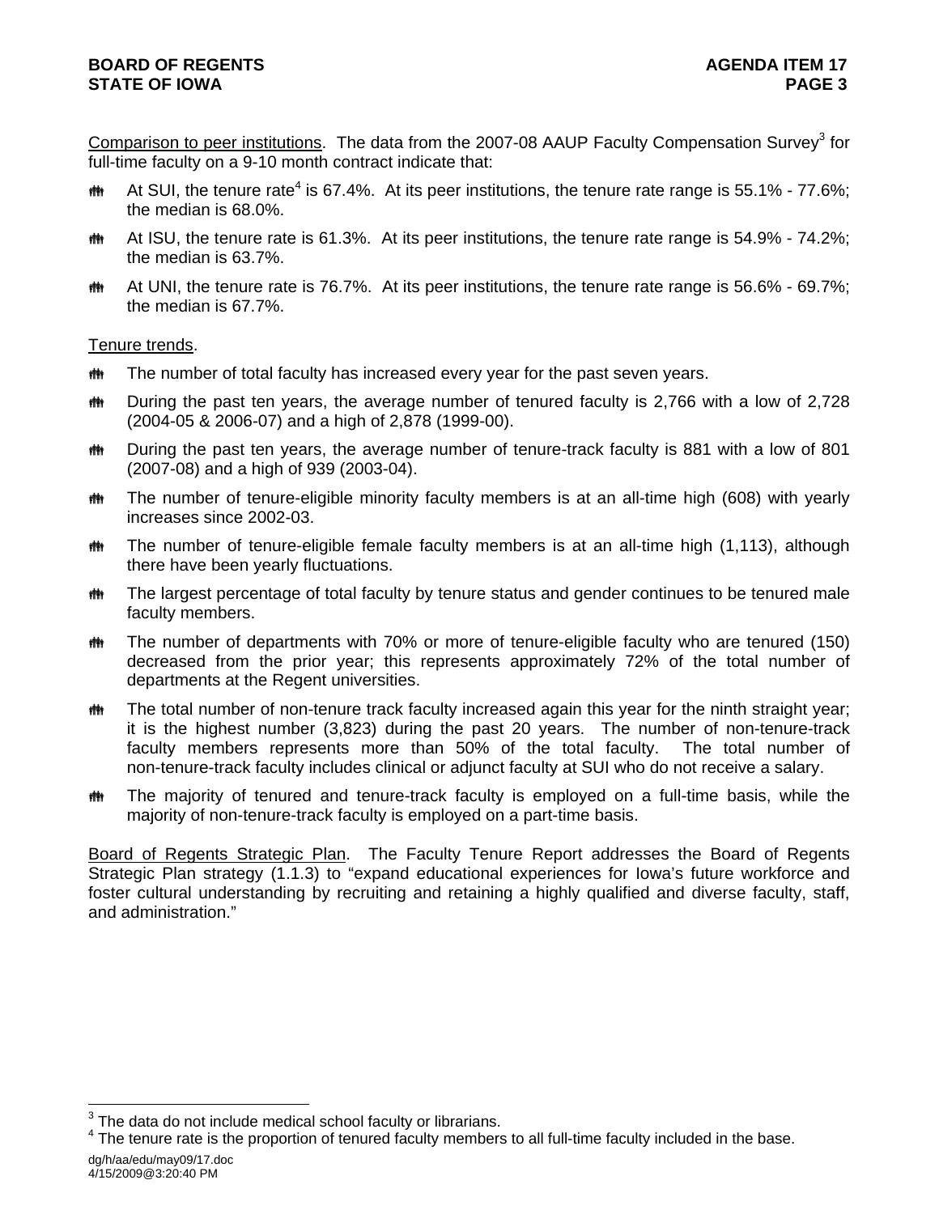Comparison to peer institutions. The data from the 2007-08 AAUP Faculty Compensation Survey[3] for full-time faculty on a 9-10 month contract indicate that:

- At SUI, the tenure rate[4] is 67.4%. At its peer institutions, the tenure rate range is 55.1% - 77.6%; the median is 68.0%.
- At ISU, the tenure rate is 61.3%. At its peer institutions, the tenure rate range is 54.9% - 74.2%; the median is 63.7%.
- At UNI, the tenure rate is 76.7%. At its peer institutions, the tenure rate range is 56.6% - 69.7%; the median is 67.7%.

Tenure trends.

- The number of total faculty has increased every year for the past seven years.
- During the past ten years, the average number of tenured faculty is 2,766 with a low of 2,728 (2004-05 & 2006-07) and a high of 2,878 (1999-00).
- During the past ten years, the average number of tenure-track faculty is 881 with a low of 801 (2007-08) and a high of 939 (2003-04).
- The number of tenure-eligible minority faculty members is at an all-time high (608) with yearly increases since 2002-03.
- The number of tenure-eligible female faculty members is at an all-time high (1,113), although there have been yearly fluctuations.
- The largest percentage of total faculty by tenure status and gender continues to be tenured male faculty members.
- The number of departments with 70% or more of tenure-eligible faculty who are tenured (150) decreased from the prior year; this represents approximately 72% of the total number of departments at the Regent universities.
- The total number of non-tenure track faculty increased again this year for the ninth straight year; it is the highest number (3,823) during the past 20 years. The number of non-tenure-track faculty members represents more than 50% of the total faculty. The total number of non-tenure-track faculty includes clinical or adjunct faculty at SUI who do not receive a salary.
- The majority of tenured and tenure-track faculty is employed on a full-time basis, while the majority of non-tenure-track faculty is employed on a part-time basis.

Board of Regents Strategic Plan. The Faculty Tenure Report addresses the Board of Regents Strategic Plan strategy (1.1.3) to "expand educational experiences for Iowa's future workforce and foster cultural understanding by recruiting and retaining a highly qualified and diverse faculty, staff, and administration."

[3] The data do not include medical school faculty or librarians.

[4] The tenure rate is the proportion of tenured faculty members to all full-time faculty included in the base.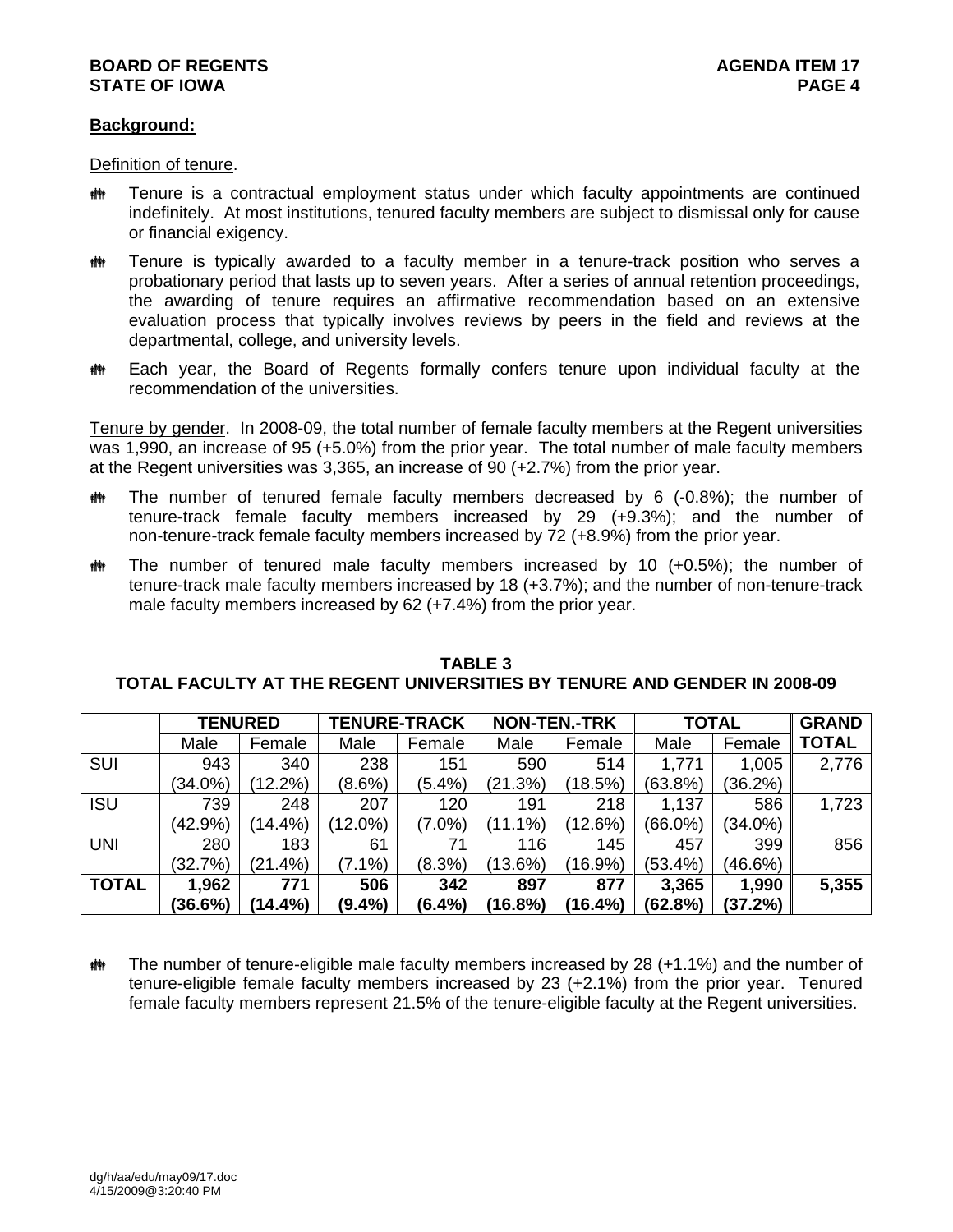**Background:**

Definition of tenure.

- Tenure is a contractual employment status under which faculty appointments are continued indefinitely. At most institutions, tenured faculty members are subject to dismissal only for cause or financial exigency.
- Tenure is typically awarded to a faculty member in a tenure-track position who serves a probationary period that lasts up to seven years. After a series of annual retention proceedings, the awarding of tenure requires an affirmative recommendation based on an extensive evaluation process that typically involves reviews by peers in the field and reviews at the departmental, college, and university levels.
- Each year, the Board of Regents formally confers tenure upon individual faculty at the recommendation of the universities.

Tenure by gender. In 2008-09, the total number of female faculty members at the Regent universities was 1,990, an increase of 95 (+5.0%) from the prior year. The total number of male faculty members at the Regent universities was 3,365, an increase of 90 (+2.7%) from the prior year.

- The number of tenured female faculty members decreased by 6 (-0.8%); the number of tenure-track female faculty members increased by 29 (+9.3%); and the number of non-tenure-track female faculty members increased by 72 (+8.9%) from the prior year.
- The number of tenured male faculty members increased by 10 (+0.5%); the number of tenure-track male faculty members increased by 18 (+3.7%); and the number of non-tenure-track male faculty members increased by 62 (+7.4%) from the prior year.

**TABLE 3**
**TOTAL FACULTY AT THE REGENT UNIVERSITIES BY TENURE AND GENDER IN 2008-09**

| | **TENURED** | | **TENURE-TRACK** | | **NON-TEN.-TRK** | | **TOTAL** | | **GRAND TOTAL** |
|---|---|---|---|---|---|---|---|---|---|
| | Male | Female | Male | Female | Male | Female | Male | Female | |
| SUI | 943 (34.0%) | 340 (12.2%) | 238 (8.6%) | 151 (5.4%) | 590 (21.3%) | 514 (18.5%) | 1,771 (63.8%) | 1,005 (36.2%) | 2,776 |
| ISU | 739 (42.9%) | 248 (14.4%) | 207 (12.0%) | 120 (7.0%) | 191 (11.1%) | 218 (12.6%) | 1,137 (66.0%) | 586 (34.0%) | 1,723 |
| UNI | 280 (32.7%) | 183 (21.4%) | 61 (7.1%) | 71 (8.3%) | 116 (13.6%) | 145 (16.9%) | 457 (53.4%) | 399 (46.6%) | 856 |
| **TOTAL** | **1,962 (36.6%)** | **771 (14.4%)** | **506 (9.4%)** | **342 (6.4%)** | **897 (16.8%)** | **877 (16.4%)** | **3,365 (62.8%)** | **1,990 (37.2%)** | **5,355** |

- The number of tenure-eligible male faculty members increased by 28 (+1.1%) and the number of tenure-eligible female faculty members increased by 23 (+2.1%) from the prior year. Tenured female faculty members represent 21.5% of the tenure-eligible faculty at the Regent universities.

dg/h/aa/edu/may09/17.doc
4/15/2009@3:20:40 PM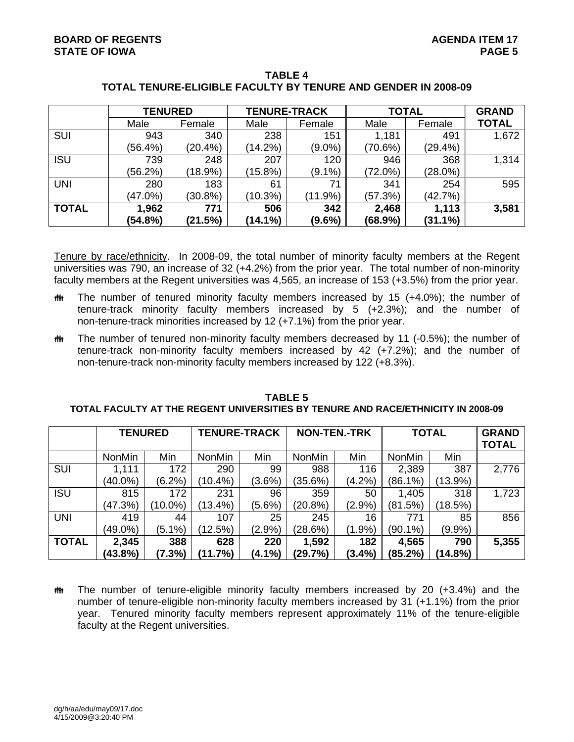**TABLE 4**
**TOTAL TENURE-ELIGIBLE FACULTY BY TENURE AND GENDER IN 2008-09**

| | TENURED | | TENURE-TRACK | | TOTAL | | GRAND TOTAL |
|---|---|---|---|---|---|---|---|
| | Male | Female | Male | Female | Male | Female | |
| SUI | 943 (56.4%) | 340 (20.4%) | 238 (14.2%) | 151 (9.0%) | 1,181 (70.6%) | 491 (29.4%) | 1,672 |
| ISU | 739 (56.2%) | 248 (18.9%) | 207 (15.8%) | 120 (9.1%) | 946 (72.0%) | 368 (28.0%) | 1,314 |
| UNI | 280 (47.0%) | 183 (30.8%) | 61 (10.3%) | 71 (11.9%) | 341 (57.3%) | 254 (42.7%) | 595 |
| **TOTAL** | **1,962 (54.8%)** | **771 (21.5%)** | **506 (14.1%)** | **342 (9.6%)** | **2,468 (68.9%)** | **1,113 (31.1%)** | **3,581** |

Tenure by race/ethnicity. In 2008-09, the total number of minority faculty members at the Regent universities was 790, an increase of 32 (+4.2%) from the prior year. The total number of non-minority faculty members at the Regent universities was 4,565, an increase of 153 (+3.5%) from the prior year.

- The number of tenured minority faculty members increased by 15 (+4.0%); the number of tenure-track minority faculty members increased by 5 (+2.3%); and the number of non-tenure-track minorities increased by 12 (+7.1%) from the prior year.
- The number of tenured non-minority faculty members decreased by 11 (-0.5%); the number of tenure-track non-minority faculty members increased by 42 (+7.2%); and the number of non-tenure-track non-minority faculty members increased by 122 (+8.3%).

**TABLE 5**
**TOTAL FACULTY AT THE REGENT UNIVERSITIES BY TENURE AND RACE/ETHNICITY IN 2008-09**

| | TENURED | | TENURE-TRACK | | NON-TEN.-TRK | | TOTAL | | GRAND TOTAL |
|---|---|---|---|---|---|---|---|---|---|
| | NonMin | Min | NonMin | Min | NonMin | Min | NonMin | Min | |
| SUI | 1,111 (40.0%) | 172 (6.2%) | 290 (10.4%) | 99 (3.6%) | 988 (35.6%) | 116 (4.2%) | 2,389 (86.1%) | 387 (13.9%) | 2,776 |
| ISU | 815 (47.3%) | 172 (10.0%) | 231 (13.4%) | 96 (5.6%) | 359 (20.8%) | 50 (2.9%) | 1,405 (81.5%) | 318 (18.5%) | 1,723 |
| UNI | 419 (49.0%) | 44 (5.1%) | 107 (12.5%) | 25 (2.9%) | 245 (28.6%) | 16 (1.9%) | 771 (90.1%) | 85 (9.9%) | 856 |
| **TOTAL** | **2,345 (43.8%)** | **388 (7.3%)** | **628 (11.7%)** | **220 (4.1%)** | **1,592 (29.7%)** | **182 (3.4%)** | **4,565 (85.2%)** | **790 (14.8%)** | **5,355** |

- The number of tenure-eligible minority faculty members increased by 20 (+3.4%) and the number of tenure-eligible non-minority faculty members increased by 31 (+1.1%) from the prior year. Tenured minority faculty members represent approximately 11% of the tenure-eligible faculty at the Regent universities.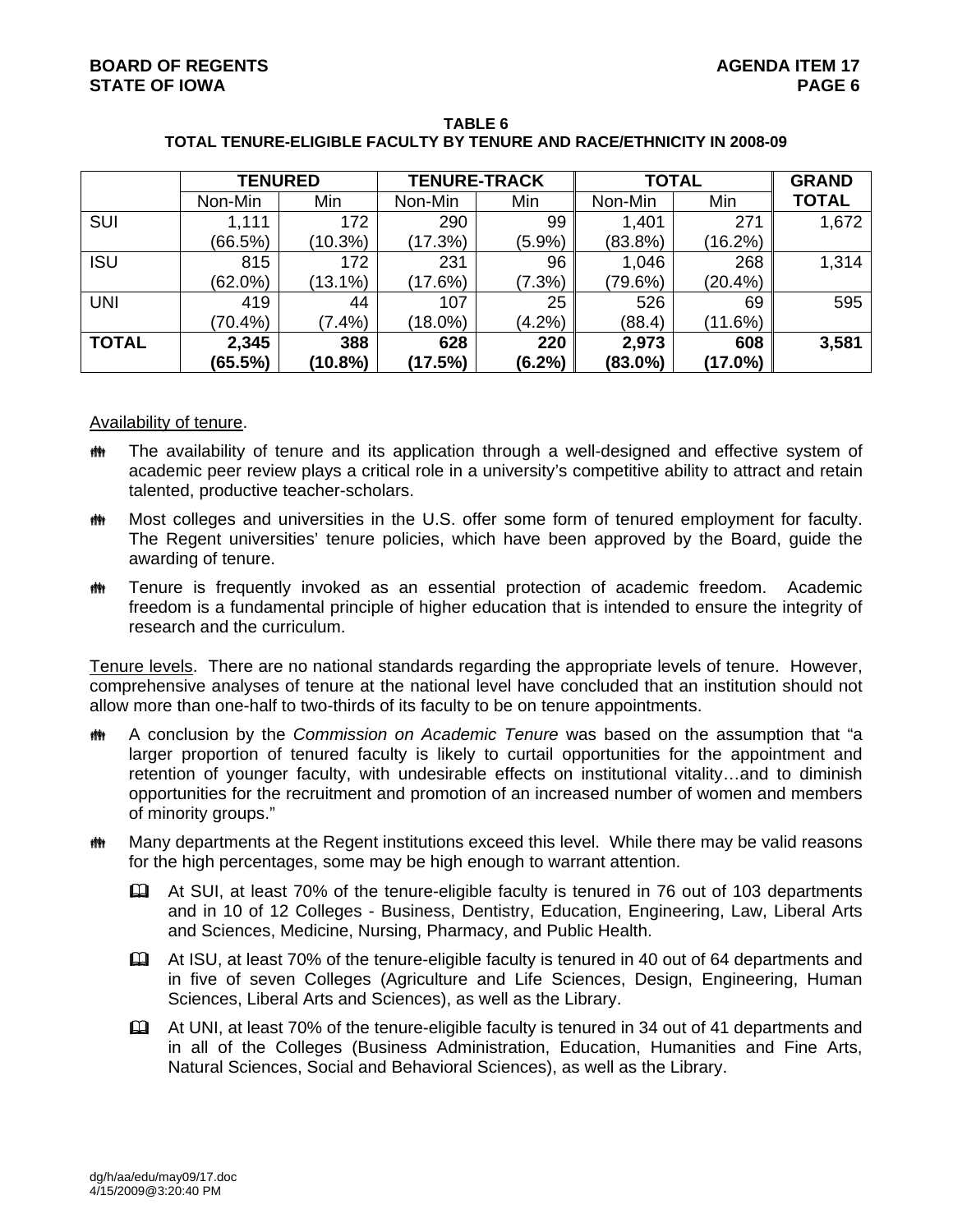**TABLE 6**
**TOTAL TENURE-ELIGIBLE FACULTY BY TENURE AND RACE/ETHNICITY IN 2008-09**

| | **TENURED** | | **TENURE-TRACK** | | **TOTAL** | | **GRAND TOTAL** |
|---|---|---|---|---|---|---|---|
| | Non-Min | Min | Non-Min | Min | Non-Min | Min | |
| SUI | 1,111 (66.5%) | 172 (10.3%) | 290 (17.3%) | 99 (5.9%) | 1,401 (83.8%) | 271 (16.2%) | 1,672 |
| ISU | 815 (62.0%) | 172 (13.1%) | 231 (17.6%) | 96 (7.3%) | 1,046 (79.6%) | 268 (20.4%) | 1,314 |
| UNI | 419 (70.4%) | 44 (7.4%) | 107 (18.0%) | 25 (4.2%) | 526 (88.4) | 69 (11.6%) | 595 |
| **TOTAL** | **2,345 (65.5%)** | **388 (10.8%)** | **628 (17.5%)** | **220 (6.2%)** | **2,973 (83.0%)** | **608 (17.0%)** | **3,581** |

Availability of tenure.

- The availability of tenure and its application through a well-designed and effective system of academic peer review plays a critical role in a university's competitive ability to attract and retain talented, productive teacher-scholars.
- Most colleges and universities in the U.S. offer some form of tenured employment for faculty. The Regent universities' tenure policies, which have been approved by the Board, guide the awarding of tenure.
- Tenure is frequently invoked as an essential protection of academic freedom. Academic freedom is a fundamental principle of higher education that is intended to ensure the integrity of research and the curriculum.

Tenure levels. There are no national standards regarding the appropriate levels of tenure. However, comprehensive analyses of tenure at the national level have concluded that an institution should not allow more than one-half to two-thirds of its faculty to be on tenure appointments.

- A conclusion by the *Commission on Academic Tenure* was based on the assumption that "a larger proportion of tenured faculty is likely to curtail opportunities for the appointment and retention of younger faculty, with undesirable effects on institutional vitality…and to diminish opportunities for the recruitment and promotion of an increased number of women and members of minority groups."
- Many departments at the Regent institutions exceed this level. While there may be valid reasons for the high percentages, some may be high enough to warrant attention.
  - At SUI, at least 70% of the tenure-eligible faculty is tenured in 76 out of 103 departments and in 10 of 12 Colleges - Business, Dentistry, Education, Engineering, Law, Liberal Arts and Sciences, Medicine, Nursing, Pharmacy, and Public Health.
  - At ISU, at least 70% of the tenure-eligible faculty is tenured in 40 out of 64 departments and in five of seven Colleges (Agriculture and Life Sciences, Design, Engineering, Human Sciences, Liberal Arts and Sciences), as well as the Library.
  - At UNI, at least 70% of the tenure-eligible faculty is tenured in 34 out of 41 departments and in all of the Colleges (Business Administration, Education, Humanities and Fine Arts, Natural Sciences, Social and Behavioral Sciences), as well as the Library.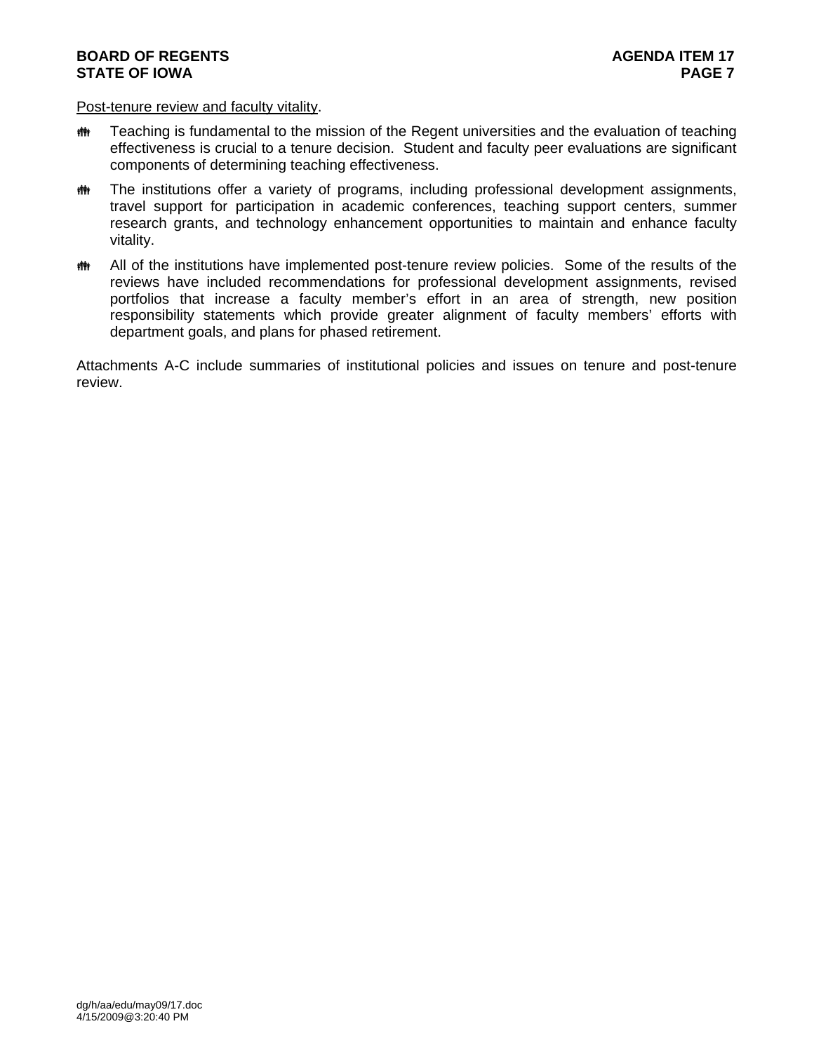Post-tenure review and faculty vitality.

- Teaching is fundamental to the mission of the Regent universities and the evaluation of teaching effectiveness is crucial to a tenure decision. Student and faculty peer evaluations are significant components of determining teaching effectiveness.
- The institutions offer a variety of programs, including professional development assignments, travel support for participation in academic conferences, teaching support centers, summer research grants, and technology enhancement opportunities to maintain and enhance faculty vitality.
- All of the institutions have implemented post-tenure review policies. Some of the results of the reviews have included recommendations for professional development assignments, revised portfolios that increase a faculty member's effort in an area of strength, new position responsibility statements which provide greater alignment of faculty members' efforts with department goals, and plans for phased retirement.

Attachments A-C include summaries of institutional policies and issues on tenure and post-tenure review.

dg/h/aa/edu/may09/17.doc
4/15/2009@3:20:40 PM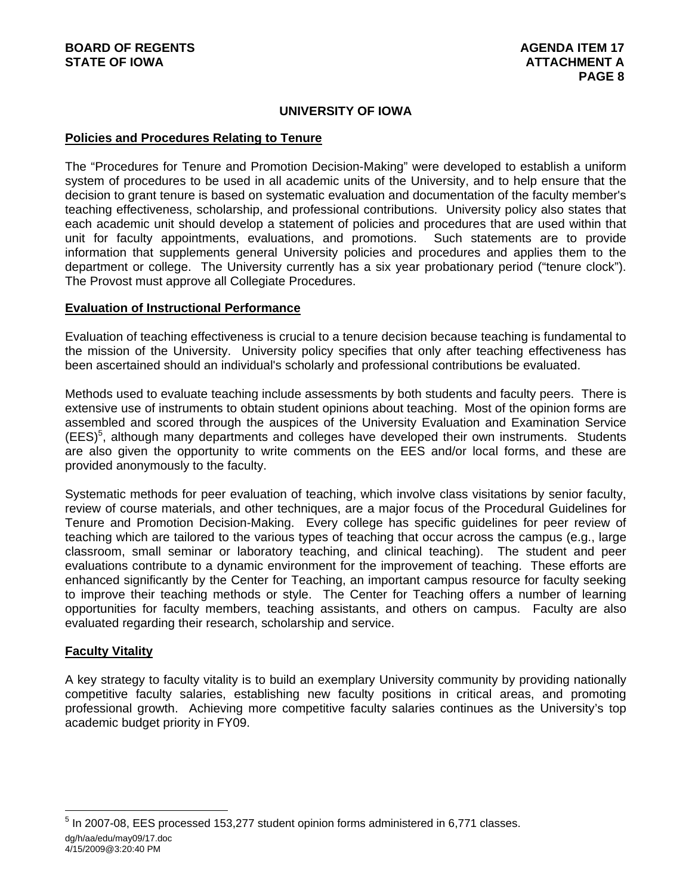# UNIVERSITY OF IOWA

## Policies and Procedures Relating to Tenure

The "Procedures for Tenure and Promotion Decision-Making" were developed to establish a uniform system of procedures to be used in all academic units of the University, and to help ensure that the decision to grant tenure is based on systematic evaluation and documentation of the faculty member's teaching effectiveness, scholarship, and professional contributions. University policy also states that each academic unit should develop a statement of policies and procedures that are used within that unit for faculty appointments, evaluations, and promotions. Such statements are to provide information that supplements general University policies and procedures and applies them to the department or college. The University currently has a six year probationary period ("tenure clock"). The Provost must approve all Collegiate Procedures.

## Evaluation of Instructional Performance

Evaluation of teaching effectiveness is crucial to a tenure decision because teaching is fundamental to the mission of the University. University policy specifies that only after teaching effectiveness has been ascertained should an individual's scholarly and professional contributions be evaluated.

Methods used to evaluate teaching include assessments by both students and faculty peers. There is extensive use of instruments to obtain student opinions about teaching. Most of the opinion forms are assembled and scored through the auspices of the University Evaluation and Examination Service (EES)[5], although many departments and colleges have developed their own instruments. Students are also given the opportunity to write comments on the EES and/or local forms, and these are provided anonymously to the faculty.

Systematic methods for peer evaluation of teaching, which involve class visitations by senior faculty, review of course materials, and other techniques, are a major focus of the Procedural Guidelines for Tenure and Promotion Decision-Making. Every college has specific guidelines for peer review of teaching which are tailored to the various types of teaching that occur across the campus (e.g., large classroom, small seminar or laboratory teaching, and clinical teaching). The student and peer evaluations contribute to a dynamic environment for the improvement of teaching. These efforts are enhanced significantly by the Center for Teaching, an important campus resource for faculty seeking to improve their teaching methods or style. The Center for Teaching offers a number of learning opportunities for faculty members, teaching assistants, and others on campus. Faculty are also evaluated regarding their research, scholarship and service.

## Faculty Vitality

A key strategy to faculty vitality is to build an exemplary University community by providing nationally competitive faculty salaries, establishing new faculty positions in critical areas, and promoting professional growth. Achieving more competitive faculty salaries continues as the University's top academic budget priority in FY09.

---

[5] In 2007-08, EES processed 153,277 student opinion forms administered in 6,771 classes.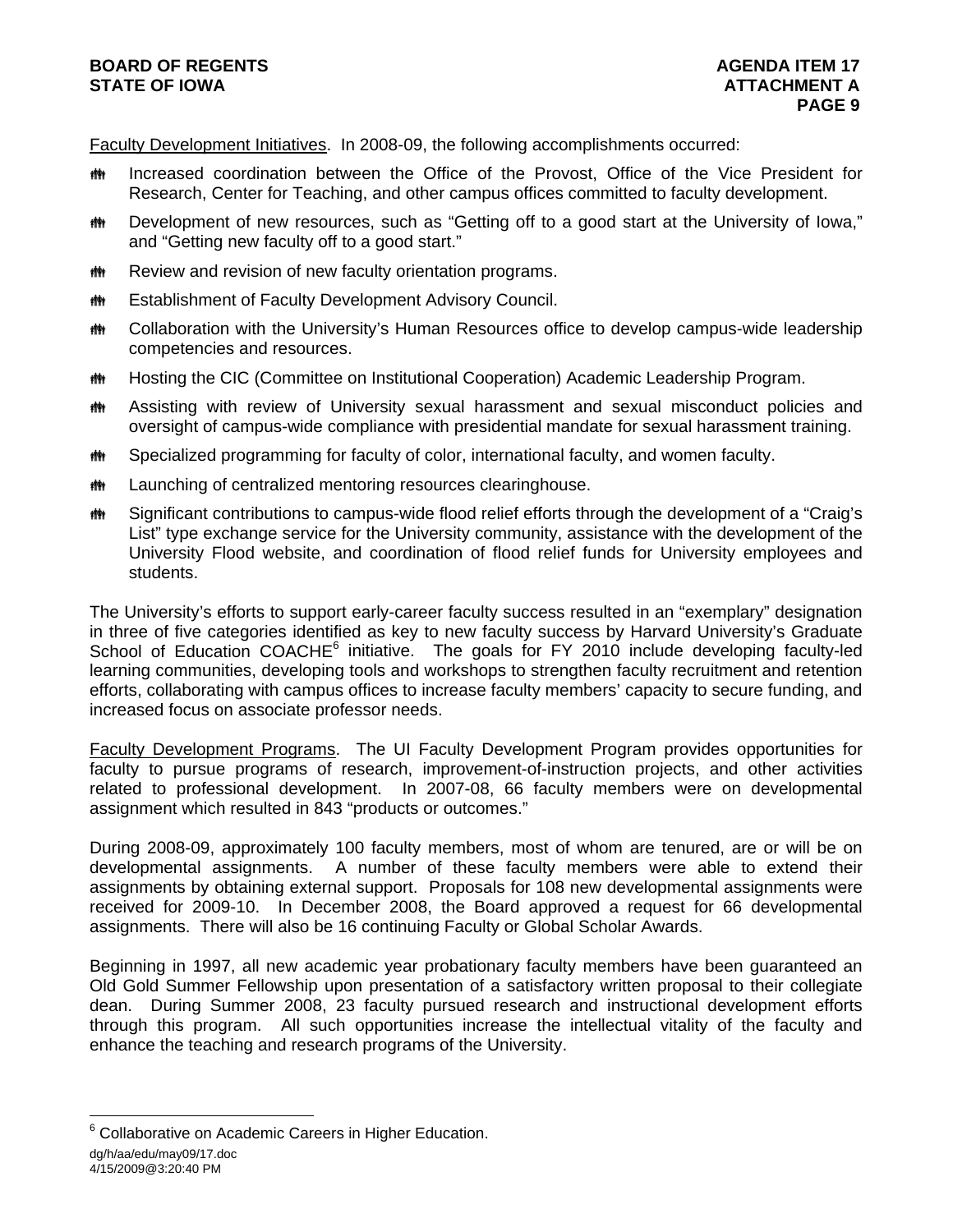<u>Faculty Development Initiatives</u>. In 2008-09, the following accomplishments occurred:

- Increased coordination between the Office of the Provost, Office of the Vice President for Research, Center for Teaching, and other campus offices committed to faculty development.
- Development of new resources, such as "Getting off to a good start at the University of Iowa," and "Getting new faculty off to a good start."
- Review and revision of new faculty orientation programs.
- Establishment of Faculty Development Advisory Council.
- Collaboration with the University's Human Resources office to develop campus-wide leadership competencies and resources.
- Hosting the CIC (Committee on Institutional Cooperation) Academic Leadership Program.
- Assisting with review of University sexual harassment and sexual misconduct policies and oversight of campus-wide compliance with presidential mandate for sexual harassment training.
- Specialized programming for faculty of color, international faculty, and women faculty.
- Launching of centralized mentoring resources clearinghouse.
- Significant contributions to campus-wide flood relief efforts through the development of a "Craig's List" type exchange service for the University community, assistance with the development of the University Flood website, and coordination of flood relief funds for University employees and students.

The University's efforts to support early-career faculty success resulted in an "exemplary" designation in three of five categories identified as key to new faculty success by Harvard University's Graduate School of Education COACHE[6] initiative. The goals for FY 2010 include developing faculty-led learning communities, developing tools and workshops to strengthen faculty recruitment and retention efforts, collaborating with campus offices to increase faculty members' capacity to secure funding, and increased focus on associate professor needs.

<u>Faculty Development Programs</u>. The UI Faculty Development Program provides opportunities for faculty to pursue programs of research, improvement-of-instruction projects, and other activities related to professional development. In 2007-08, 66 faculty members were on developmental assignment which resulted in 843 "products or outcomes."

During 2008-09, approximately 100 faculty members, most of whom are tenured, are or will be on developmental assignments. A number of these faculty members were able to extend their assignments by obtaining external support. Proposals for 108 new developmental assignments were received for 2009-10. In December 2008, the Board approved a request for 66 developmental assignments. There will also be 16 continuing Faculty or Global Scholar Awards.

Beginning in 1997, all new academic year probationary faculty members have been guaranteed an Old Gold Summer Fellowship upon presentation of a satisfactory written proposal to their collegiate dean. During Summer 2008, 23 faculty pursued research and instructional development efforts through this program. All such opportunities increase the intellectual vitality of the faculty and enhance the teaching and research programs of the University.

[6] Collaborative on Academic Careers in Higher Education.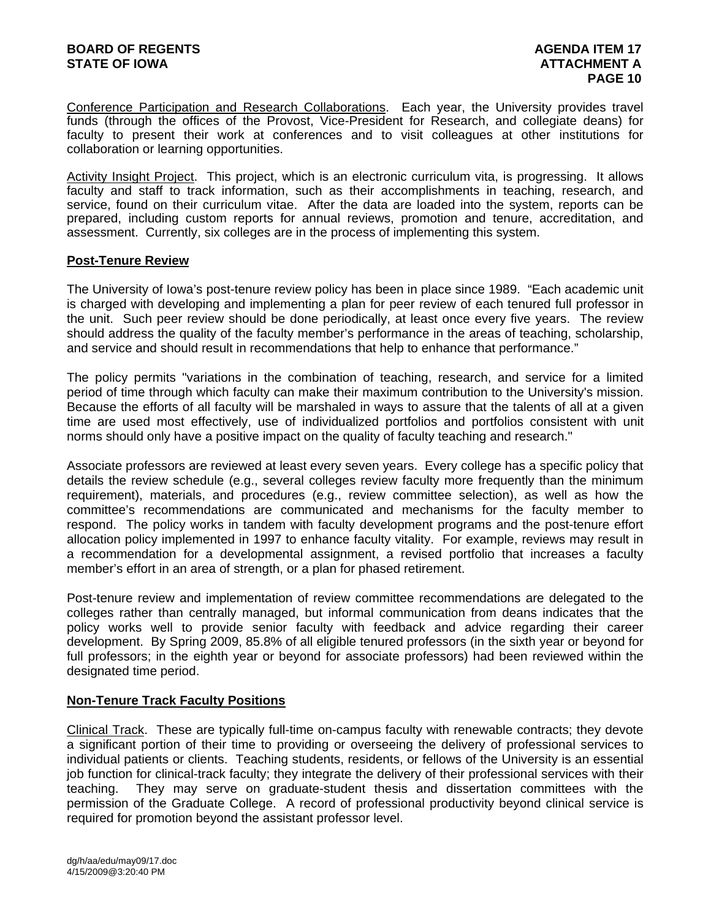Conference Participation and Research Collaborations. Each year, the University provides travel funds (through the offices of the Provost, Vice-President for Research, and collegiate deans) for faculty to present their work at conferences and to visit colleagues at other institutions for collaboration or learning opportunities.

Activity Insight Project. This project, which is an electronic curriculum vita, is progressing. It allows faculty and staff to track information, such as their accomplishments in teaching, research, and service, found on their curriculum vitae. After the data are loaded into the system, reports can be prepared, including custom reports for annual reviews, promotion and tenure, accreditation, and assessment. Currently, six colleges are in the process of implementing this system.

## Post-Tenure Review

The University of Iowa's post-tenure review policy has been in place since 1989. "Each academic unit is charged with developing and implementing a plan for peer review of each tenured full professor in the unit. Such peer review should be done periodically, at least once every five years. The review should address the quality of the faculty member's performance in the areas of teaching, scholarship, and service and should result in recommendations that help to enhance that performance."

The policy permits "variations in the combination of teaching, research, and service for a limited period of time through which faculty can make their maximum contribution to the University's mission. Because the efforts of all faculty will be marshaled in ways to assure that the talents of all at a given time are used most effectively, use of individualized portfolios and portfolios consistent with unit norms should only have a positive impact on the quality of faculty teaching and research."

Associate professors are reviewed at least every seven years. Every college has a specific policy that details the review schedule (e.g., several colleges review faculty more frequently than the minimum requirement), materials, and procedures (e.g., review committee selection), as well as how the committee's recommendations are communicated and mechanisms for the faculty member to respond. The policy works in tandem with faculty development programs and the post-tenure effort allocation policy implemented in 1997 to enhance faculty vitality. For example, reviews may result in a recommendation for a developmental assignment, a revised portfolio that increases a faculty member's effort in an area of strength, or a plan for phased retirement.

Post-tenure review and implementation of review committee recommendations are delegated to the colleges rather than centrally managed, but informal communication from deans indicates that the policy works well to provide senior faculty with feedback and advice regarding their career development. By Spring 2009, 85.8% of all eligible tenured professors (in the sixth year or beyond for full professors; in the eighth year or beyond for associate professors) had been reviewed within the designated time period.

## Non-Tenure Track Faculty Positions

Clinical Track. These are typically full-time on-campus faculty with renewable contracts; they devote a significant portion of their time to providing or overseeing the delivery of professional services to individual patients or clients. Teaching students, residents, or fellows of the University is an essential job function for clinical-track faculty; they integrate the delivery of their professional services with their teaching. They may serve on graduate-student thesis and dissertation committees with the permission of the Graduate College. A record of professional productivity beyond clinical service is required for promotion beyond the assistant professor level.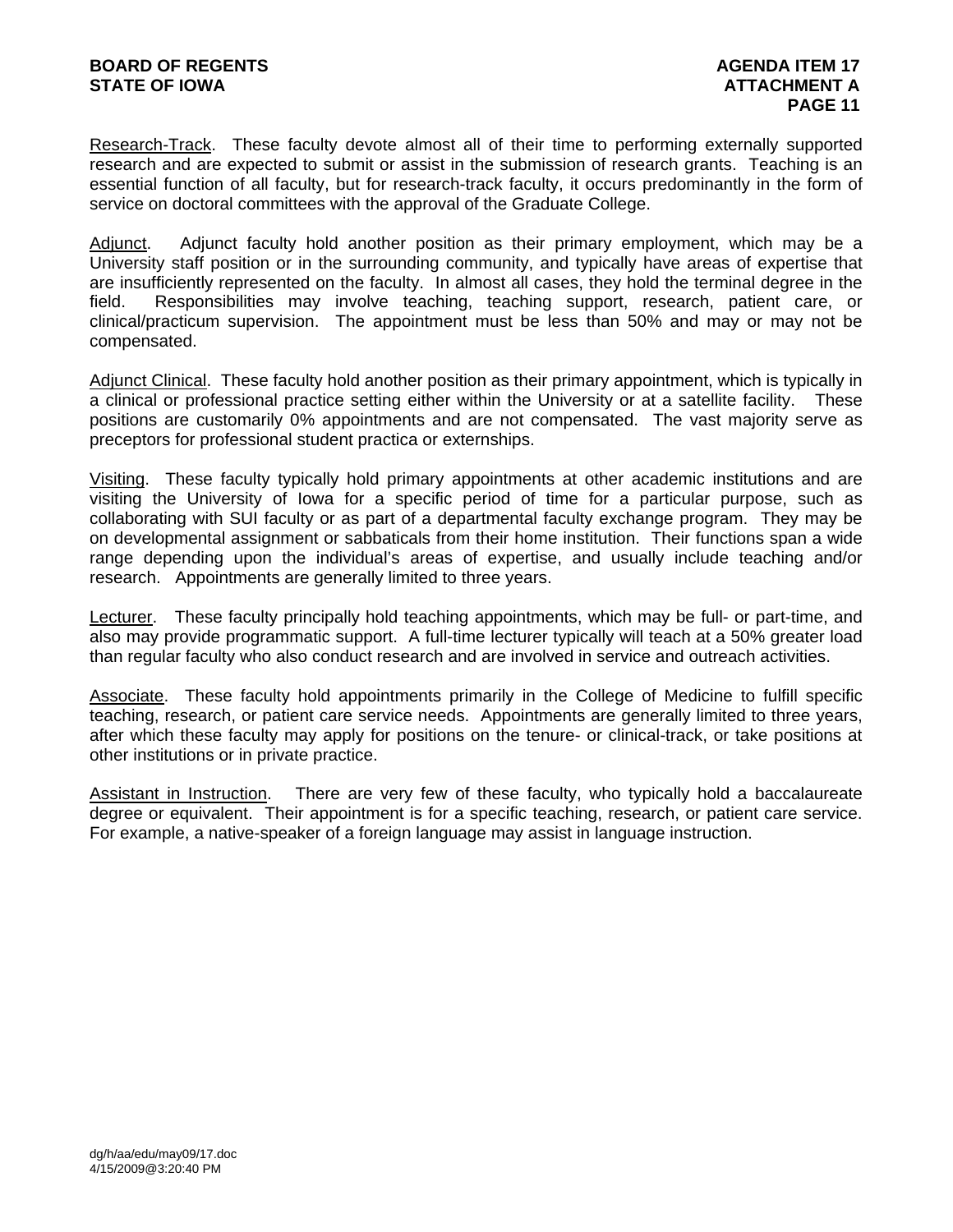<u>Research-Track</u>. These faculty devote almost all of their time to performing externally supported research and are expected to submit or assist in the submission of research grants. Teaching is an essential function of all faculty, but for research-track faculty, it occurs predominantly in the form of service on doctoral committees with the approval of the Graduate College.

<u>Adjunct</u>. Adjunct faculty hold another position as their primary employment, which may be a University staff position or in the surrounding community, and typically have areas of expertise that are insufficiently represented on the faculty. In almost all cases, they hold the terminal degree in the field. Responsibilities may involve teaching, teaching support, research, patient care, or clinical/practicum supervision. The appointment must be less than 50% and may or may not be compensated.

<u>Adjunct Clinical</u>. These faculty hold another position as their primary appointment, which is typically in a clinical or professional practice setting either within the University or at a satellite facility. These positions are customarily 0% appointments and are not compensated. The vast majority serve as preceptors for professional student practica or externships.

<u>Visiting</u>. These faculty typically hold primary appointments at other academic institutions and are visiting the University of Iowa for a specific period of time for a particular purpose, such as collaborating with SUI faculty or as part of a departmental faculty exchange program. They may be on developmental assignment or sabbaticals from their home institution. Their functions span a wide range depending upon the individual's areas of expertise, and usually include teaching and/or research. Appointments are generally limited to three years.

<u>Lecturer</u>. These faculty principally hold teaching appointments, which may be full- or part-time, and also may provide programmatic support. A full-time lecturer typically will teach at a 50% greater load than regular faculty who also conduct research and are involved in service and outreach activities.

<u>Associate</u>. These faculty hold appointments primarily in the College of Medicine to fulfill specific teaching, research, or patient care service needs. Appointments are generally limited to three years, after which these faculty may apply for positions on the tenure- or clinical-track, or take positions at other institutions or in private practice.

<u>Assistant in Instruction</u>. There are very few of these faculty, who typically hold a baccalaureate degree or equivalent. Their appointment is for a specific teaching, research, or patient care service. For example, a native-speaker of a foreign language may assist in language instruction.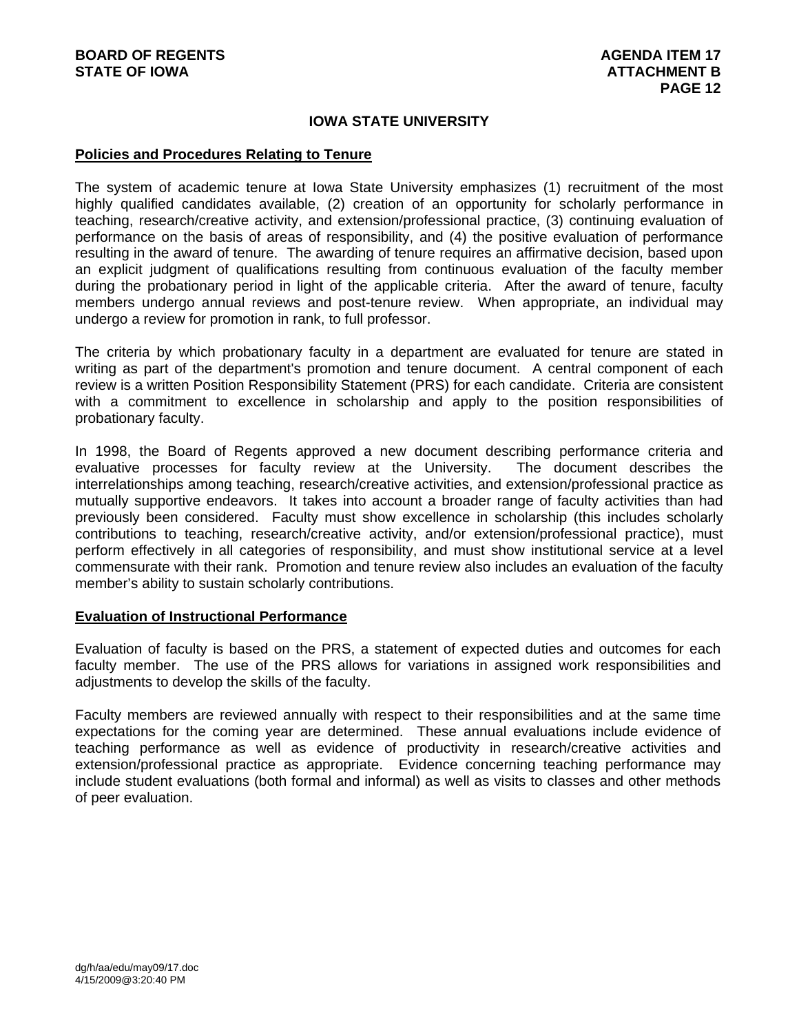## IOWA STATE UNIVERSITY

### Policies and Procedures Relating to Tenure

The system of academic tenure at Iowa State University emphasizes (1) recruitment of the most highly qualified candidates available, (2) creation of an opportunity for scholarly performance in teaching, research/creative activity, and extension/professional practice, (3) continuing evaluation of performance on the basis of areas of responsibility, and (4) the positive evaluation of performance resulting in the award of tenure. The awarding of tenure requires an affirmative decision, based upon an explicit judgment of qualifications resulting from continuous evaluation of the faculty member during the probationary period in light of the applicable criteria. After the award of tenure, faculty members undergo annual reviews and post-tenure review. When appropriate, an individual may undergo a review for promotion in rank, to full professor.

The criteria by which probationary faculty in a department are evaluated for tenure are stated in writing as part of the department's promotion and tenure document. A central component of each review is a written Position Responsibility Statement (PRS) for each candidate. Criteria are consistent with a commitment to excellence in scholarship and apply to the position responsibilities of probationary faculty.

In 1998, the Board of Regents approved a new document describing performance criteria and evaluative processes for faculty review at the University. The document describes the interrelationships among teaching, research/creative activities, and extension/professional practice as mutually supportive endeavors. It takes into account a broader range of faculty activities than had previously been considered. Faculty must show excellence in scholarship (this includes scholarly contributions to teaching, research/creative activity, and/or extension/professional practice), must perform effectively in all categories of responsibility, and must show institutional service at a level commensurate with their rank. Promotion and tenure review also includes an evaluation of the faculty member's ability to sustain scholarly contributions.

### Evaluation of Instructional Performance

Evaluation of faculty is based on the PRS, a statement of expected duties and outcomes for each faculty member. The use of the PRS allows for variations in assigned work responsibilities and adjustments to develop the skills of the faculty.

Faculty members are reviewed annually with respect to their responsibilities and at the same time expectations for the coming year are determined. These annual evaluations include evidence of teaching performance as well as evidence of productivity in research/creative activities and extension/professional practice as appropriate. Evidence concerning teaching performance may include student evaluations (both formal and informal) as well as visits to classes and other methods of peer evaluation.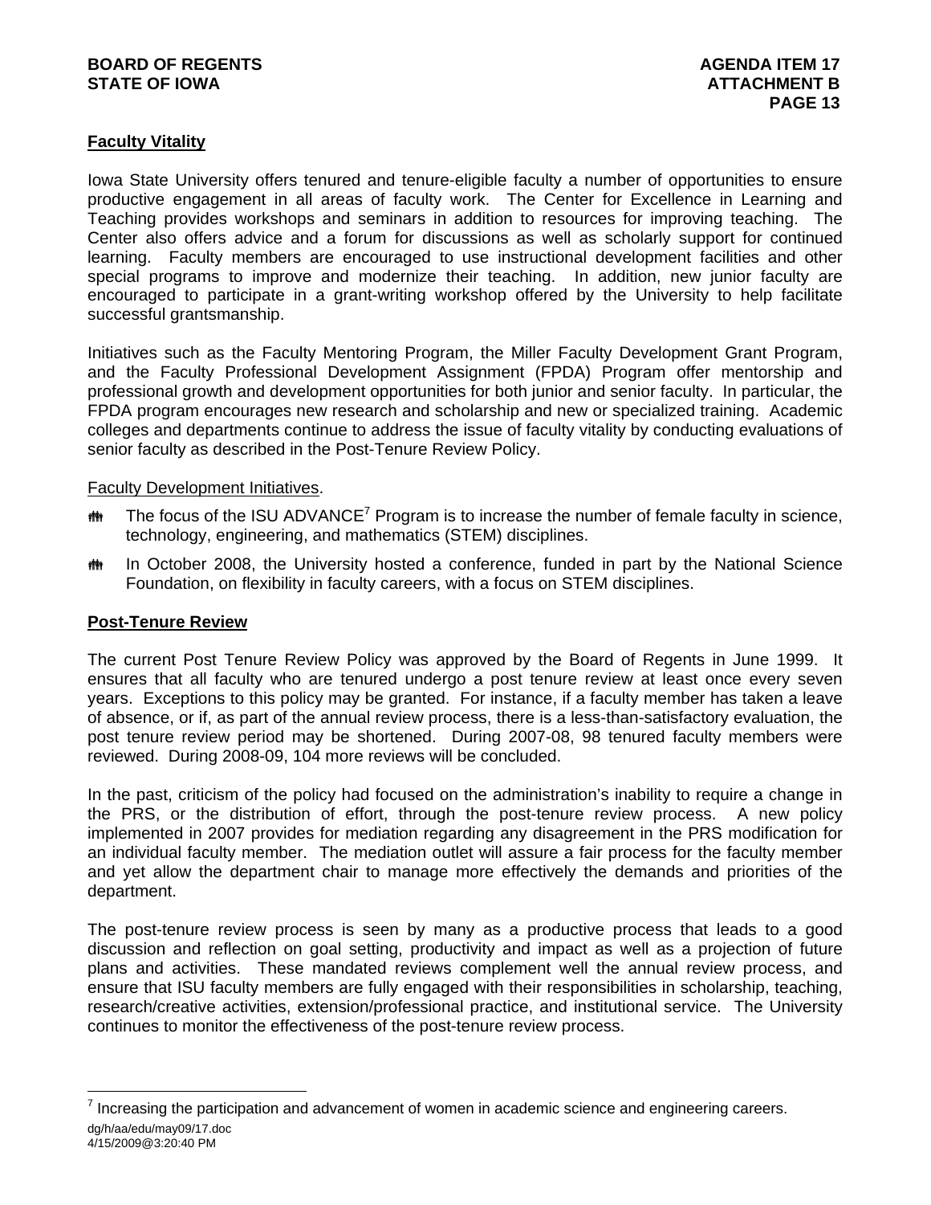## Faculty Vitality

Iowa State University offers tenured and tenure-eligible faculty a number of opportunities to ensure productive engagement in all areas of faculty work. The Center for Excellence in Learning and Teaching provides workshops and seminars in addition to resources for improving teaching. The Center also offers advice and a forum for discussions as well as scholarly support for continued learning. Faculty members are encouraged to use instructional development facilities and other special programs to improve and modernize their teaching. In addition, new junior faculty are encouraged to participate in a grant-writing workshop offered by the University to help facilitate successful grantsmanship.

Initiatives such as the Faculty Mentoring Program, the Miller Faculty Development Grant Program, and the Faculty Professional Development Assignment (FPDA) Program offer mentorship and professional growth and development opportunities for both junior and senior faculty. In particular, the FPDA program encourages new research and scholarship and new or specialized training. Academic colleges and departments continue to address the issue of faculty vitality by conducting evaluations of senior faculty as described in the Post-Tenure Review Policy.

Faculty Development Initiatives.

- The focus of the ISU ADVANCE[7] Program is to increase the number of female faculty in science, technology, engineering, and mathematics (STEM) disciplines.
- In October 2008, the University hosted a conference, funded in part by the National Science Foundation, on flexibility in faculty careers, with a focus on STEM disciplines.

## Post-Tenure Review

The current Post Tenure Review Policy was approved by the Board of Regents in June 1999. It ensures that all faculty who are tenured undergo a post tenure review at least once every seven years. Exceptions to this policy may be granted. For instance, if a faculty member has taken a leave of absence, or if, as part of the annual review process, there is a less-than-satisfactory evaluation, the post tenure review period may be shortened. During 2007-08, 98 tenured faculty members were reviewed. During 2008-09, 104 more reviews will be concluded.

In the past, criticism of the policy had focused on the administration's inability to require a change in the PRS, or the distribution of effort, through the post-tenure review process. A new policy implemented in 2007 provides for mediation regarding any disagreement in the PRS modification for an individual faculty member. The mediation outlet will assure a fair process for the faculty member and yet allow the department chair to manage more effectively the demands and priorities of the department.

The post-tenure review process is seen by many as a productive process that leads to a good discussion and reflection on goal setting, productivity and impact as well as a projection of future plans and activities. These mandated reviews complement well the annual review process, and ensure that ISU faculty members are fully engaged with their responsibilities in scholarship, teaching, research/creative activities, extension/professional practice, and institutional service. The University continues to monitor the effectiveness of the post-tenure review process.

---

[7] Increasing the participation and advancement of women in academic science and engineering careers.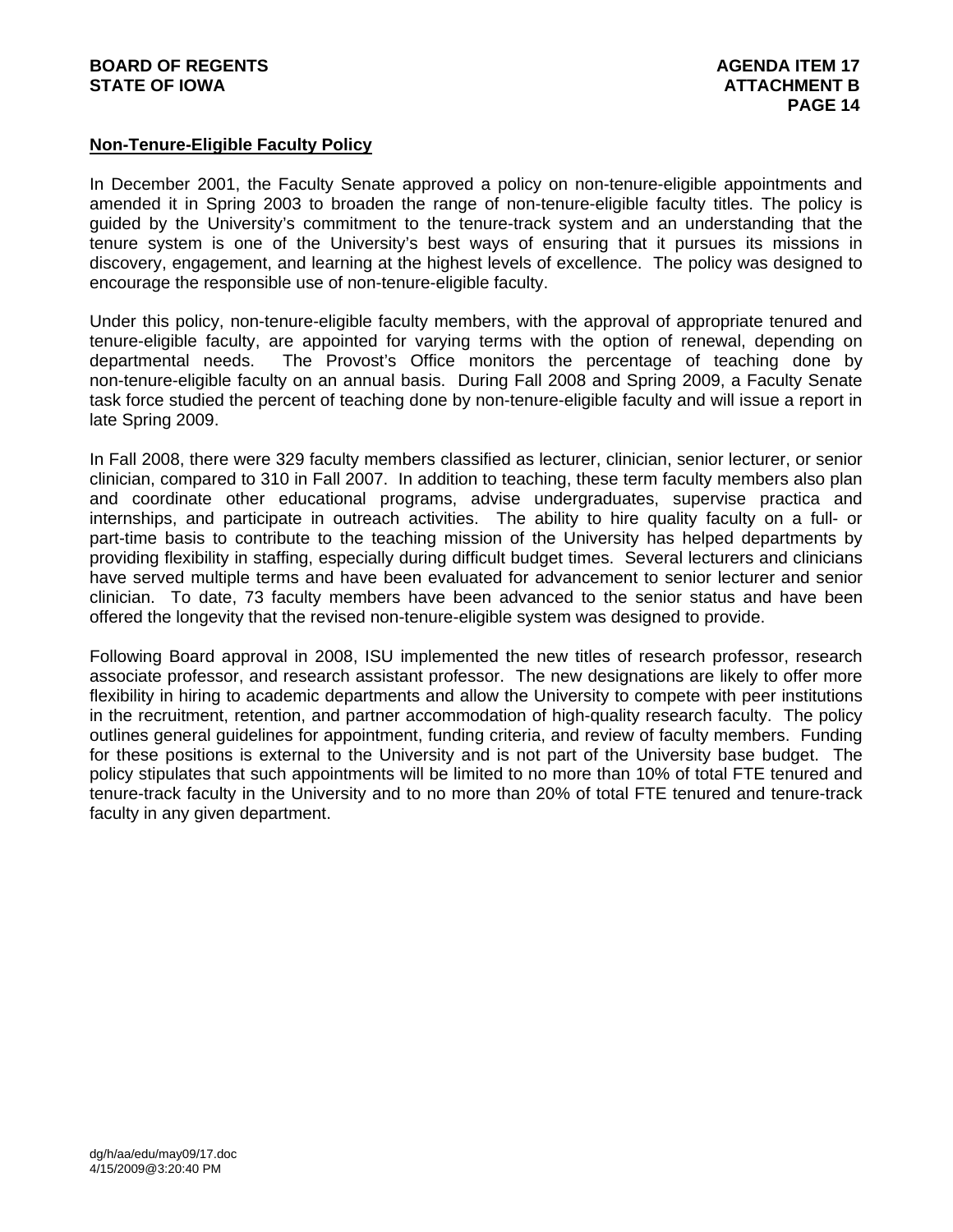## Non-Tenure-Eligible Faculty Policy

In December 2001, the Faculty Senate approved a policy on non-tenure-eligible appointments and amended it in Spring 2003 to broaden the range of non-tenure-eligible faculty titles. The policy is guided by the University's commitment to the tenure-track system and an understanding that the tenure system is one of the University's best ways of ensuring that it pursues its missions in discovery, engagement, and learning at the highest levels of excellence. The policy was designed to encourage the responsible use of non-tenure-eligible faculty.

Under this policy, non-tenure-eligible faculty members, with the approval of appropriate tenured and tenure-eligible faculty, are appointed for varying terms with the option of renewal, depending on departmental needs. The Provost's Office monitors the percentage of teaching done by non-tenure-eligible faculty on an annual basis. During Fall 2008 and Spring 2009, a Faculty Senate task force studied the percent of teaching done by non-tenure-eligible faculty and will issue a report in late Spring 2009.

In Fall 2008, there were 329 faculty members classified as lecturer, clinician, senior lecturer, or senior clinician, compared to 310 in Fall 2007. In addition to teaching, these term faculty members also plan and coordinate other educational programs, advise undergraduates, supervise practica and internships, and participate in outreach activities. The ability to hire quality faculty on a full- or part-time basis to contribute to the teaching mission of the University has helped departments by providing flexibility in staffing, especially during difficult budget times. Several lecturers and clinicians have served multiple terms and have been evaluated for advancement to senior lecturer and senior clinician. To date, 73 faculty members have been advanced to the senior status and have been offered the longevity that the revised non-tenure-eligible system was designed to provide.

Following Board approval in 2008, ISU implemented the new titles of research professor, research associate professor, and research assistant professor. The new designations are likely to offer more flexibility in hiring to academic departments and allow the University to compete with peer institutions in the recruitment, retention, and partner accommodation of high-quality research faculty. The policy outlines general guidelines for appointment, funding criteria, and review of faculty members. Funding for these positions is external to the University and is not part of the University base budget. The policy stipulates that such appointments will be limited to no more than 10% of total FTE tenured and tenure-track faculty in the University and to no more than 20% of total FTE tenured and tenure-track faculty in any given department.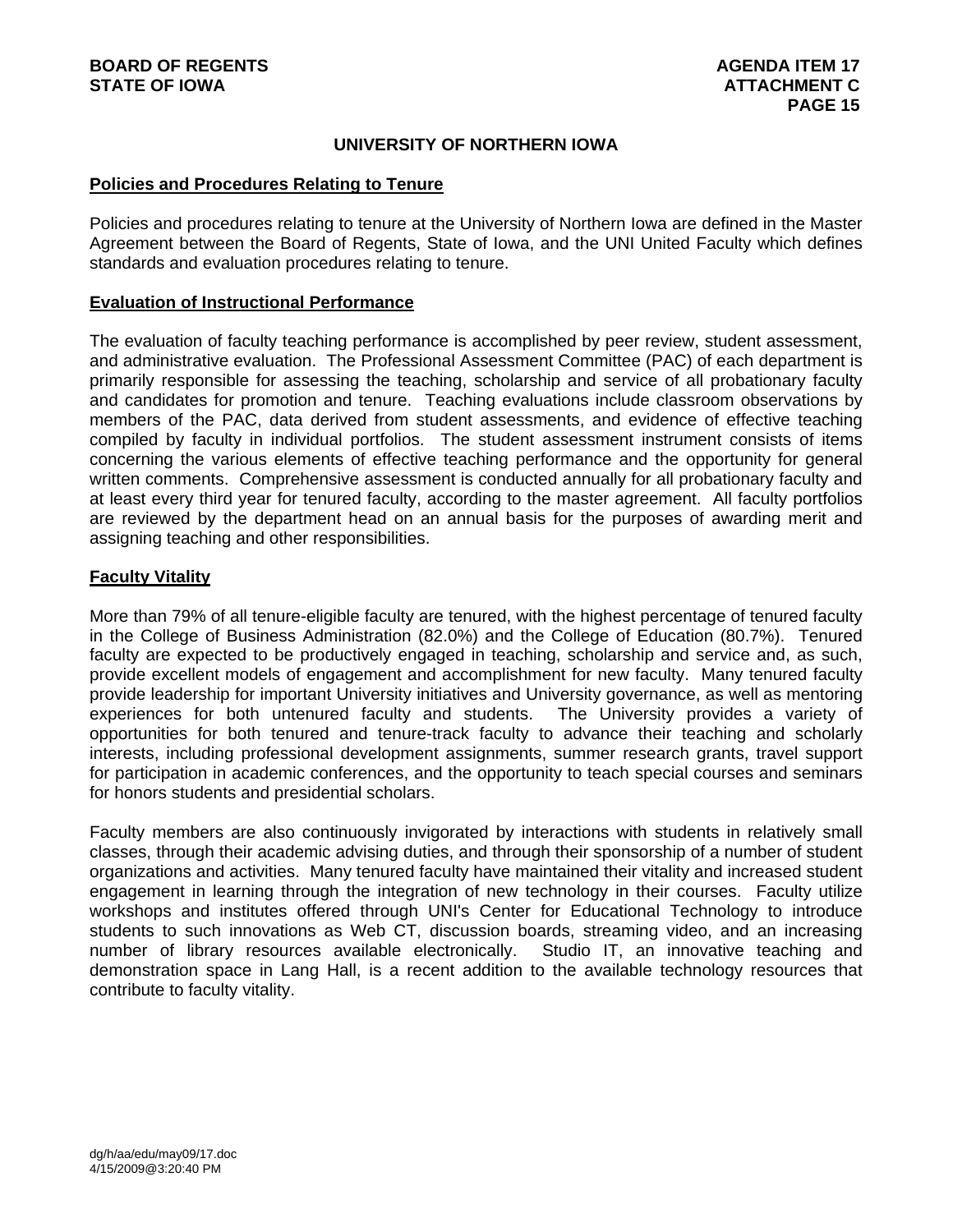## UNIVERSITY OF NORTHERN IOWA

### Policies and Procedures Relating to Tenure

Policies and procedures relating to tenure at the University of Northern Iowa are defined in the Master Agreement between the Board of Regents, State of Iowa, and the UNI United Faculty which defines standards and evaluation procedures relating to tenure.

### Evaluation of Instructional Performance

The evaluation of faculty teaching performance is accomplished by peer review, student assessment, and administrative evaluation. The Professional Assessment Committee (PAC) of each department is primarily responsible for assessing the teaching, scholarship and service of all probationary faculty and candidates for promotion and tenure. Teaching evaluations include classroom observations by members of the PAC, data derived from student assessments, and evidence of effective teaching compiled by faculty in individual portfolios. The student assessment instrument consists of items concerning the various elements of effective teaching performance and the opportunity for general written comments. Comprehensive assessment is conducted annually for all probationary faculty and at least every third year for tenured faculty, according to the master agreement. All faculty portfolios are reviewed by the department head on an annual basis for the purposes of awarding merit and assigning teaching and other responsibilities.

### Faculty Vitality

More than 79% of all tenure-eligible faculty are tenured, with the highest percentage of tenured faculty in the College of Business Administration (82.0%) and the College of Education (80.7%). Tenured faculty are expected to be productively engaged in teaching, scholarship and service and, as such, provide excellent models of engagement and accomplishment for new faculty. Many tenured faculty provide leadership for important University initiatives and University governance, as well as mentoring experiences for both untenured faculty and students. The University provides a variety of opportunities for both tenured and tenure-track faculty to advance their teaching and scholarly interests, including professional development assignments, summer research grants, travel support for participation in academic conferences, and the opportunity to teach special courses and seminars for honors students and presidential scholars.

Faculty members are also continuously invigorated by interactions with students in relatively small classes, through their academic advising duties, and through their sponsorship of a number of student organizations and activities. Many tenured faculty have maintained their vitality and increased student engagement in learning through the integration of new technology in their courses. Faculty utilize workshops and institutes offered through UNI's Center for Educational Technology to introduce students to such innovations as Web CT, discussion boards, streaming video, and an increasing number of library resources available electronically. Studio IT, an innovative teaching and demonstration space in Lang Hall, is a recent addition to the available technology resources that contribute to faculty vitality.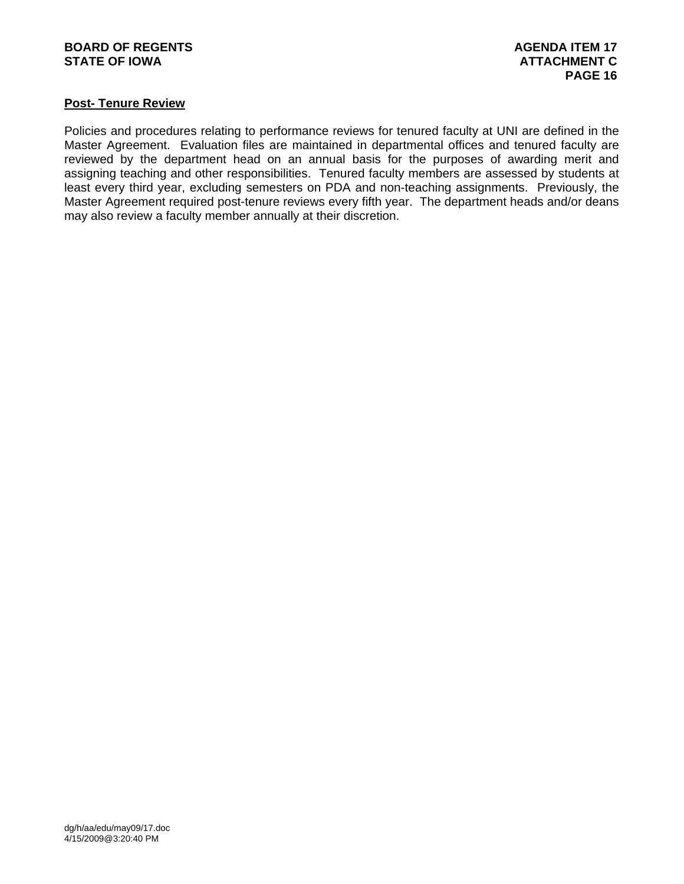## Post- Tenure Review

Policies and procedures relating to performance reviews for tenured faculty at UNI are defined in the Master Agreement. Evaluation files are maintained in departmental offices and tenured faculty are reviewed by the department head on an annual basis for the purposes of awarding merit and assigning teaching and other responsibilities. Tenured faculty members are assessed by students at least every third year, excluding semesters on PDA and non-teaching assignments. Previously, the Master Agreement required post-tenure reviews every fifth year. The department heads and/or deans may also review a faculty member annually at their discretion.